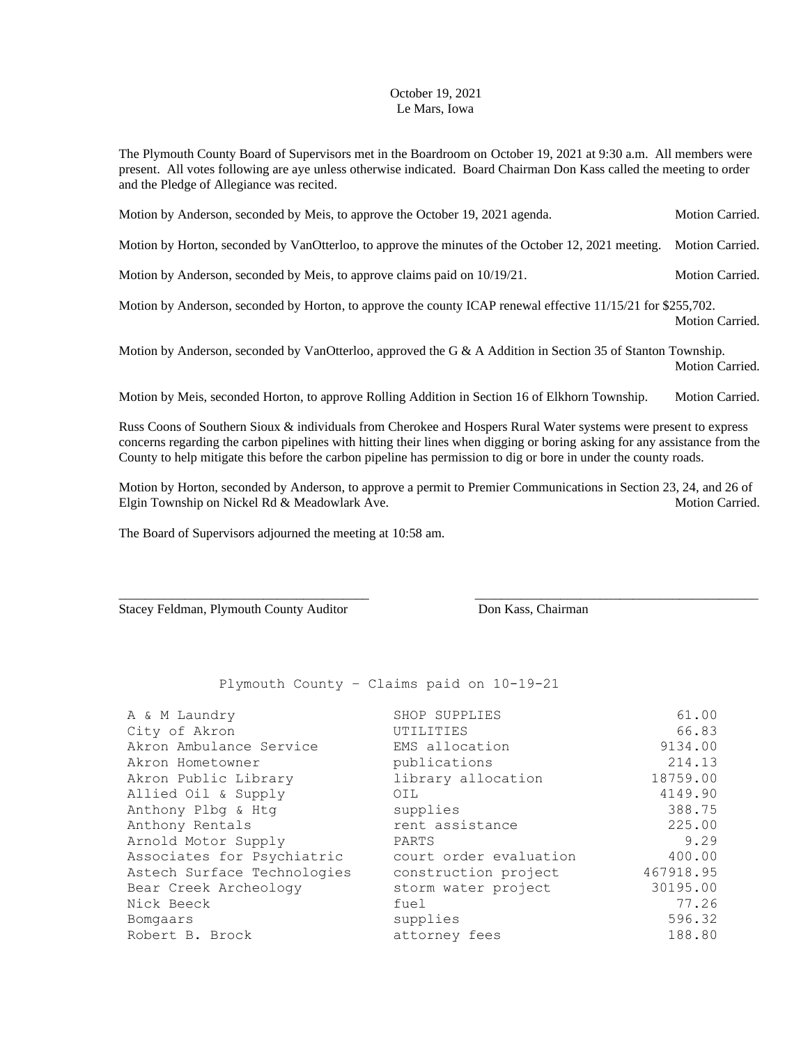October 19, 2021
Le Mars, Iowa

The Plymouth County Board of Supervisors met in the Boardroom on October 19, 2021 at 9:30 a.m. All members were present. All votes following are aye unless otherwise indicated. Board Chairman Don Kass called the meeting to order and the Pledge of Allegiance was recited.

Motion by Anderson, seconded by Meis, to approve the October 19, 2021 agenda. Motion Carried.

Motion by Horton, seconded by VanOtterloo, to approve the minutes of the October 12, 2021 meeting. Motion Carried.

Motion by Anderson, seconded by Meis, to approve claims paid on 10/19/21. Motion Carried.

Motion by Anderson, seconded by Horton, to approve the county ICAP renewal effective 11/15/21 for $255,702. Motion Carried.

Motion by Anderson, seconded by VanOtterloo, approved the G & A Addition in Section 35 of Stanton Township. Motion Carried.

Motion by Meis, seconded Horton, to approve Rolling Addition in Section 16 of Elkhorn Township. Motion Carried.

Russ Coons of Southern Sioux & individuals from Cherokee and Hospers Rural Water systems were present to express concerns regarding the carbon pipelines with hitting their lines when digging or boring asking for any assistance from the County to help mitigate this before the carbon pipeline has permission to dig or bore in under the county roads.

Motion by Horton, seconded by Anderson, to approve a permit to Premier Communications in Section 23, 24, and 26 of Elgin Township on Nickel Rd & Meadowlark Ave. Motion Carried.

The Board of Supervisors adjourned the meeting at 10:58 am.

\_\_\_\_\_\_\_\_\_\_\_\_\_\_\_\_\_\_\_\_\_\_\_\_\_\_\_\_\_\_\_\_\_\_\_\_ \_\_\_\_\_\_\_\_\_\_\_\_\_\_\_\_\_\_\_\_\_\_\_\_\_\_\_\_\_\_\_\_\_\_\_\_\_\_\_\_\_\_

Stacey Feldman, Plymouth County Auditor Don Kass, Chairman

Plymouth County – Claims paid on 10-19-21

| | | |
|---|---|---|
| A & M Laundry | SHOP SUPPLIES | 61.00 |
| City of Akron | UTILITIES | 66.83 |
| Akron Ambulance Service | EMS allocation | 9134.00 |
| Akron Hometowner | publications | 214.13 |
| Akron Public Library | library allocation | 18759.00 |
| Allied Oil & Supply | OIL | 4149.90 |
| Anthony Plbg & Htg | supplies | 388.75 |
| Anthony Rentals | rent assistance | 225.00 |
| Arnold Motor Supply | PARTS | 9.29 |
| Associates for Psychiatric | court order evaluation | 400.00 |
| Astech Surface Technologies | construction project | 467918.95 |
| Bear Creek Archeology | storm water project | 30195.00 |
| Nick Beeck | fuel | 77.26 |
| Bomgaars | supplies | 596.32 |
| Robert B. Brock | attorney fees | 188.80 |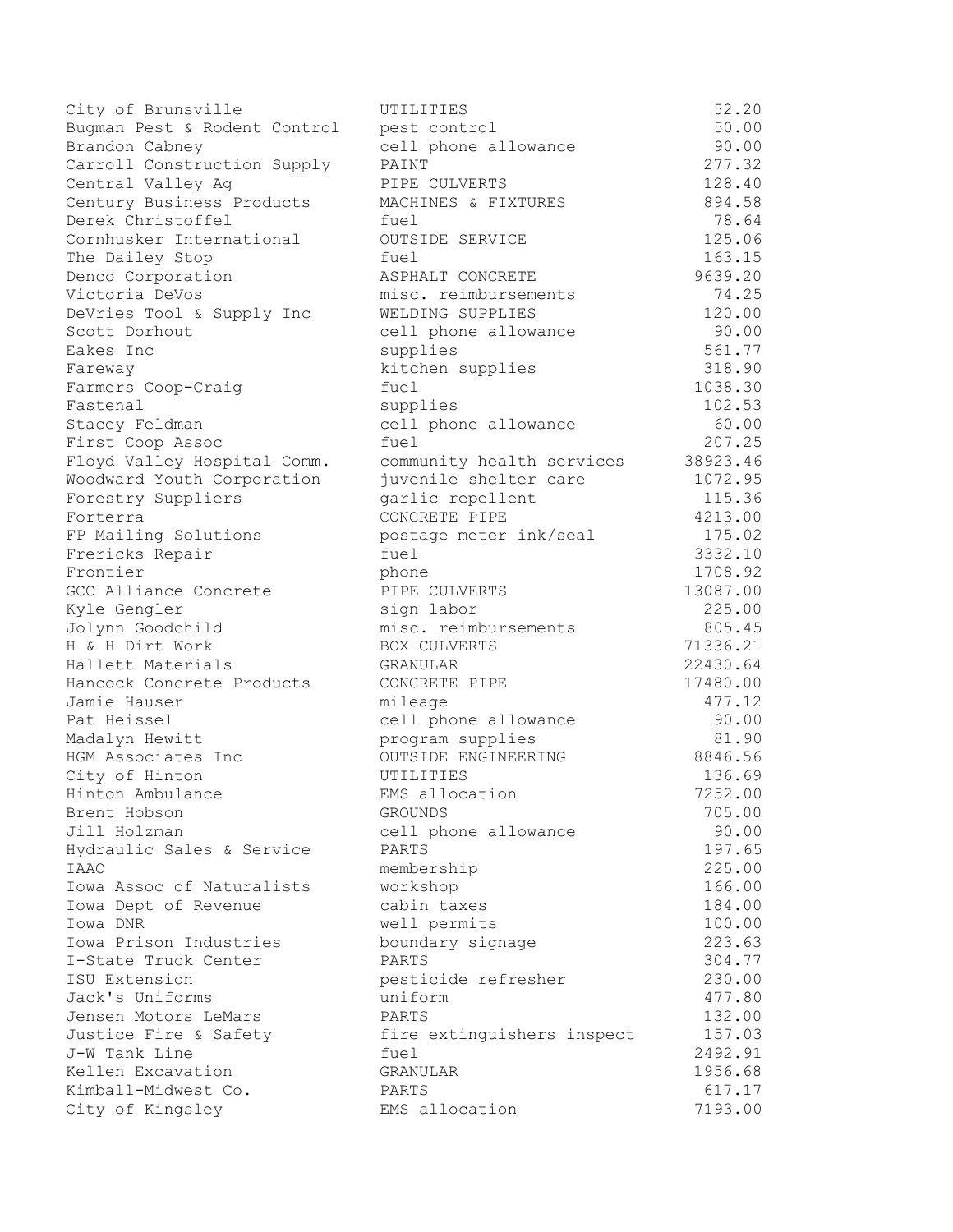| | | |
|---|---|---|
| City of Brunsville | UTILITIES | 52.20 |
| Bugman Pest & Rodent Control | pest control | 50.00 |
| Brandon Cabney | cell phone allowance | 90.00 |
| Carroll Construction Supply | PAINT | 277.32 |
| Central Valley Ag | PIPE CULVERTS | 128.40 |
| Century Business Products | MACHINES & FIXTURES | 894.58 |
| Derek Christoffel | fuel | 78.64 |
| Cornhusker International | OUTSIDE SERVICE | 125.06 |
| The Dailey Stop | fuel | 163.15 |
| Denco Corporation | ASPHALT CONCRETE | 9639.20 |
| Victoria DeVos | misc. reimbursements | 74.25 |
| DeVries Tool & Supply Inc | WELDING SUPPLIES | 120.00 |
| Scott Dorhout | cell phone allowance | 90.00 |
| Eakes Inc | supplies | 561.77 |
| Fareway | kitchen supplies | 318.90 |
| Farmers Coop-Craig | fuel | 1038.30 |
| Fastenal | supplies | 102.53 |
| Stacey Feldman | cell phone allowance | 60.00 |
| First Coop Assoc | fuel | 207.25 |
| Floyd Valley Hospital Comm. | community health services | 38923.46 |
| Woodward Youth Corporation | juvenile shelter care | 1072.95 |
| Forestry Suppliers | garlic repellent | 115.36 |
| Forterra | CONCRETE PIPE | 4213.00 |
| FP Mailing Solutions | postage meter ink/seal | 175.02 |
| Frericks Repair | fuel | 3332.10 |
| Frontier | phone | 1708.92 |
| GCC Alliance Concrete | PIPE CULVERTS | 13087.00 |
| Kyle Gengler | sign labor | 225.00 |
| Jolynn Goodchild | misc. reimbursements | 805.45 |
| H & H Dirt Work | BOX CULVERTS | 71336.21 |
| Hallett Materials | GRANULAR | 22430.64 |
| Hancock Concrete Products | CONCRETE PIPE | 17480.00 |
| Jamie Hauser | mileage | 477.12 |
| Pat Heissel | cell phone allowance | 90.00 |
| Madalyn Hewitt | program supplies | 81.90 |
| HGM Associates Inc | OUTSIDE ENGINEERING | 8846.56 |
| City of Hinton | UTILITIES | 136.69 |
| Hinton Ambulance | EMS allocation | 7252.00 |
| Brent Hobson | GROUNDS | 705.00 |
| Jill Holzman | cell phone allowance | 90.00 |
| Hydraulic Sales & Service | PARTS | 197.65 |
| IAAO | membership | 225.00 |
| Iowa Assoc of Naturalists | workshop | 166.00 |
| Iowa Dept of Revenue | cabin taxes | 184.00 |
| Iowa DNR | well permits | 100.00 |
| Iowa Prison Industries | boundary signage | 223.63 |
| I-State Truck Center | PARTS | 304.77 |
| ISU Extension | pesticide refresher | 230.00 |
| Jack's Uniforms | uniform | 477.80 |
| Jensen Motors LeMars | PARTS | 132.00 |
| Justice Fire & Safety | fire extinguishers inspect | 157.03 |
| J-W Tank Line | fuel | 2492.91 |
| Kellen Excavation | GRANULAR | 1956.68 |
| Kimball-Midwest Co. | PARTS | 617.17 |
| City of Kingsley | EMS allocation | 7193.00 |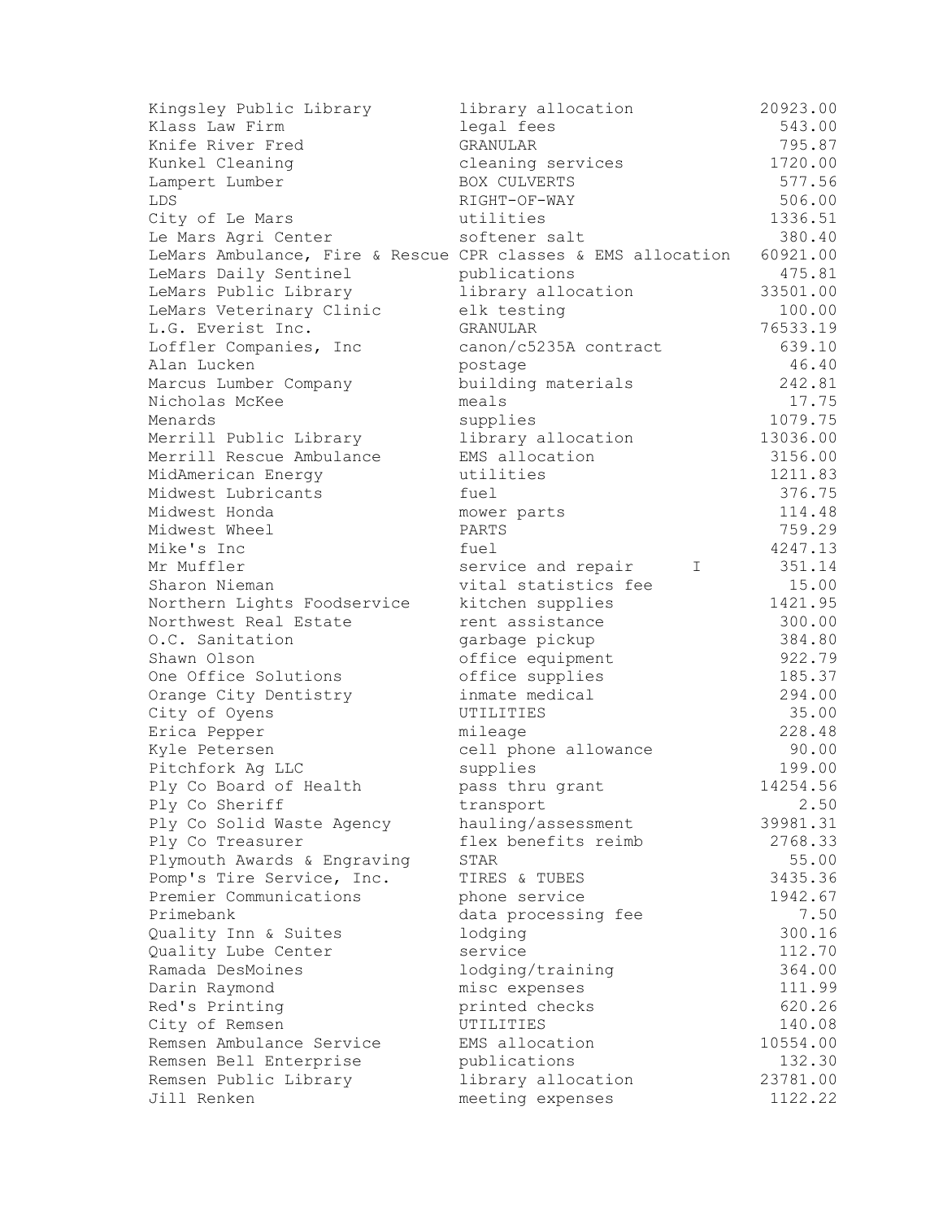| | | |
|---|---|---|
| Kingsley Public Library | library allocation | 20923.00 |
| Klass Law Firm | legal fees | 543.00 |
| Knife River Fred | GRANULAR | 795.87 |
| Kunkel Cleaning | cleaning services | 1720.00 |
| Lampert Lumber | BOX CULVERTS | 577.56 |
| LDS | RIGHT-OF-WAY | 506.00 |
| City of Le Mars | utilities | 1336.51 |
| Le Mars Agri Center | softener salt | 380.40 |
| LeMars Ambulance, Fire & Rescue | CPR classes & EMS allocation | 60921.00 |
| LeMars Daily Sentinel | publications | 475.81 |
| LeMars Public Library | library allocation | 33501.00 |
| LeMars Veterinary Clinic | elk testing | 100.00 |
| L.G. Everist Inc. | GRANULAR | 76533.19 |
| Loffler Companies, Inc | canon/c5235A contract | 639.10 |
| Alan Lucken | postage | 46.40 |
| Marcus Lumber Company | building materials | 242.81 |
| Nicholas McKee | meals | 17.75 |
| Menards | supplies | 1079.75 |
| Merrill Public Library | library allocation | 13036.00 |
| Merrill Rescue Ambulance | EMS allocation | 3156.00 |
| MidAmerican Energy | utilities | 1211.83 |
| Midwest Lubricants | fuel | 376.75 |
| Midwest Honda | mower parts | 114.48 |
| Midwest Wheel | PARTS | 759.29 |
| Mike's Inc | fuel | 4247.13 |
| Mr Muffler | service and repair I | 351.14 |
| Sharon Nieman | vital statistics fee | 15.00 |
| Northern Lights Foodservice | kitchen supplies | 1421.95 |
| Northwest Real Estate | rent assistance | 300.00 |
| O.C. Sanitation | garbage pickup | 384.80 |
| Shawn Olson | office equipment | 922.79 |
| One Office Solutions | office supplies | 185.37 |
| Orange City Dentistry | inmate medical | 294.00 |
| City of Oyens | UTILITIES | 35.00 |
| Erica Pepper | mileage | 228.48 |
| Kyle Petersen | cell phone allowance | 90.00 |
| Pitchfork Ag LLC | supplies | 199.00 |
| Ply Co Board of Health | pass thru grant | 14254.56 |
| Ply Co Sheriff | transport | 2.50 |
| Ply Co Solid Waste Agency | hauling/assessment | 39981.31 |
| Ply Co Treasurer | flex benefits reimb | 2768.33 |
| Plymouth Awards & Engraving | STAR | 55.00 |
| Pomp's Tire Service, Inc. | TIRES & TUBES | 3435.36 |
| Premier Communications | phone service | 1942.67 |
| Primebank | data processing fee | 7.50 |
| Quality Inn & Suites | lodging | 300.16 |
| Quality Lube Center | service | 112.70 |
| Ramada DesMoines | lodging/training | 364.00 |
| Darin Raymond | misc expenses | 111.99 |
| Red's Printing | printed checks | 620.26 |
| City of Remsen | UTILITIES | 140.08 |
| Remsen Ambulance Service | EMS allocation | 10554.00 |
| Remsen Bell Enterprise | publications | 132.30 |
| Remsen Public Library | library allocation | 23781.00 |
| Jill Renken | meeting expenses | 1122.22 |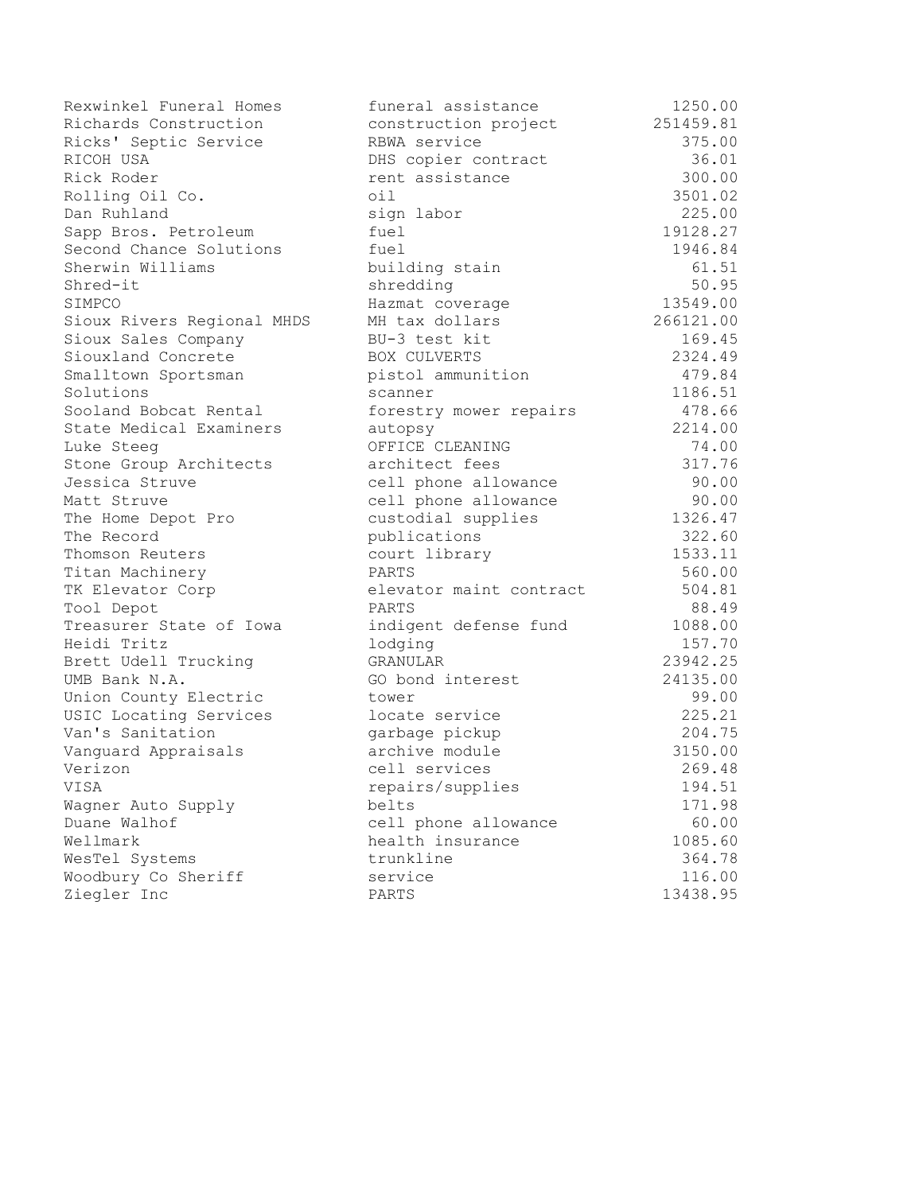| | | |
|---|---|---|
| Rexwinkel Funeral Homes | funeral assistance | 1250.00 |
| Richards Construction | construction project | 251459.81 |
| Ricks' Septic Service | RBWA service | 375.00 |
| RICOH USA | DHS copier contract | 36.01 |
| Rick Roder | rent assistance | 300.00 |
| Rolling Oil Co. | oil | 3501.02 |
| Dan Ruhland | sign labor | 225.00 |
| Sapp Bros. Petroleum | fuel | 19128.27 |
| Second Chance Solutions | fuel | 1946.84 |
| Sherwin Williams | building stain | 61.51 |
| Shred-it | shredding | 50.95 |
| SIMPCO | Hazmat coverage | 13549.00 |
| Sioux Rivers Regional MHDS | MH tax dollars | 266121.00 |
| Sioux Sales Company | BU-3 test kit | 169.45 |
| Siouxland Concrete | BOX CULVERTS | 2324.49 |
| Smalltown Sportsman | pistol ammunition | 479.84 |
| Solutions | scanner | 1186.51 |
| Sooland Bobcat Rental | forestry mower repairs | 478.66 |
| State Medical Examiners | autopsy | 2214.00 |
| Luke Steeg | OFFICE CLEANING | 74.00 |
| Stone Group Architects | architect fees | 317.76 |
| Jessica Struve | cell phone allowance | 90.00 |
| Matt Struve | cell phone allowance | 90.00 |
| The Home Depot Pro | custodial supplies | 1326.47 |
| The Record | publications | 322.60 |
| Thomson Reuters | court library | 1533.11 |
| Titan Machinery | PARTS | 560.00 |
| TK Elevator Corp | elevator maint contract | 504.81 |
| Tool Depot | PARTS | 88.49 |
| Treasurer State of Iowa | indigent defense fund | 1088.00 |
| Heidi Tritz | lodging | 157.70 |
| Brett Udell Trucking | GRANULAR | 23942.25 |
| UMB Bank N.A. | GO bond interest | 24135.00 |
| Union County Electric | tower | 99.00 |
| USIC Locating Services | locate service | 225.21 |
| Van's Sanitation | garbage pickup | 204.75 |
| Vanguard Appraisals | archive module | 3150.00 |
| Verizon | cell services | 269.48 |
| VISA | repairs/supplies | 194.51 |
| Wagner Auto Supply | belts | 171.98 |
| Duane Walhof | cell phone allowance | 60.00 |
| Wellmark | health insurance | 1085.60 |
| WesTel Systems | trunkline | 364.78 |
| Woodbury Co Sheriff | service | 116.00 |
| Ziegler Inc | PARTS | 13438.95 |